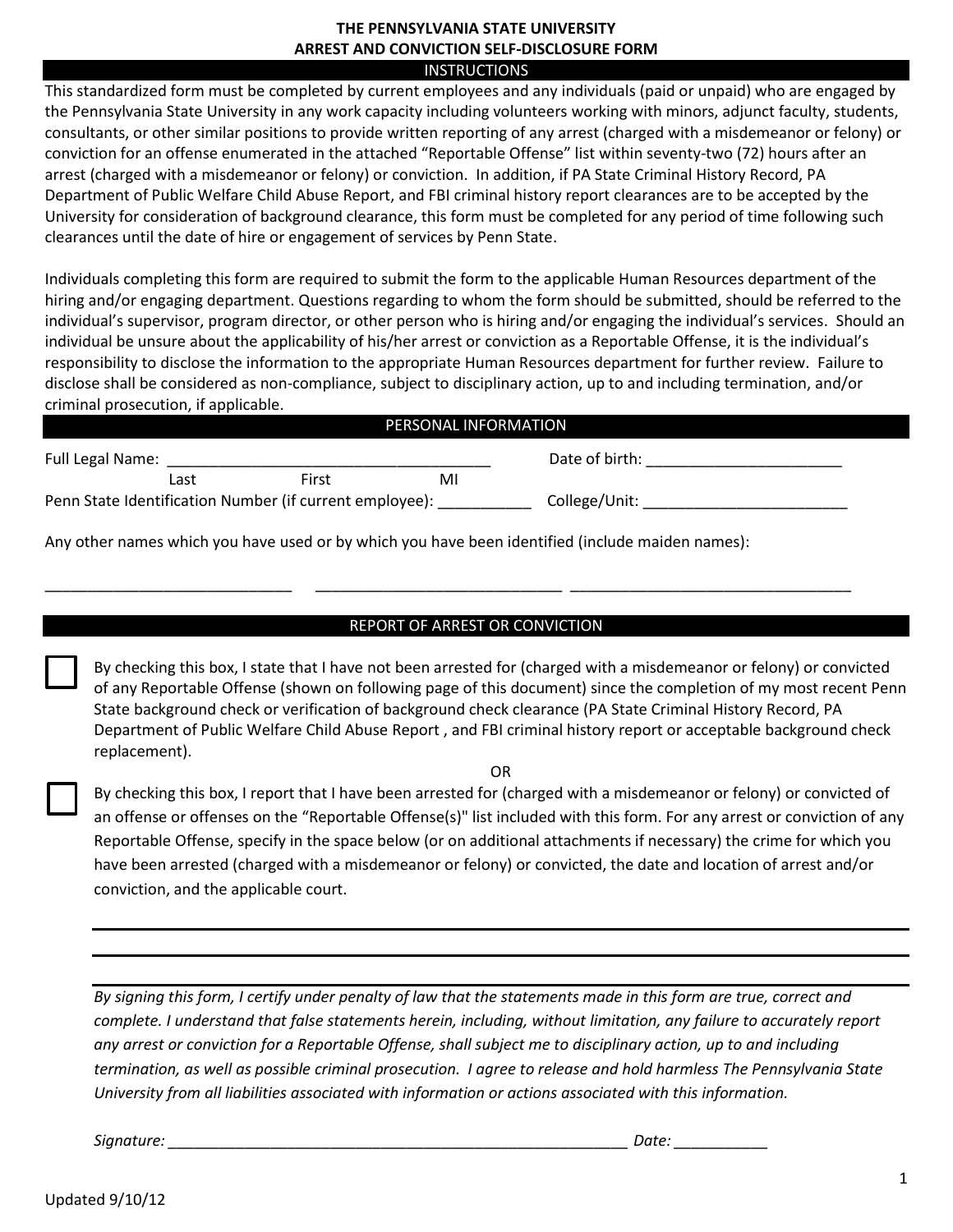# THE PENNSYLVANIA STATE UNIVERSITY
## ARREST AND CONVICTION SELF-DISCLOSURE FORM

### INSTRUCTIONS

This standardized form must be completed by current employees and any individuals (paid or unpaid) who are engaged by the Pennsylvania State University in any work capacity including volunteers working with minors, adjunct faculty, students, consultants, or other similar positions to provide written reporting of any arrest (charged with a misdemeanor or felony) or conviction for an offense enumerated in the attached "Reportable Offense" list within seventy-two (72) hours after an arrest (charged with a misdemeanor or felony) or conviction. In addition, if PA State Criminal History Record, PA Department of Public Welfare Child Abuse Report, and FBI criminal history report clearances are to be accepted by the University for consideration of background clearance, this form must be completed for any period of time following such clearances until the date of hire or engagement of services by Penn State.

Individuals completing this form are required to submit the form to the applicable Human Resources department of the hiring and/or engaging department. Questions regarding to whom the form should be submitted, should be referred to the individual's supervisor, program director, or other person who is hiring and/or engaging the individual's services. Should an individual be unsure about the applicability of his/her arrest or conviction as a Reportable Offense, it is the individual's responsibility to disclose the information to the appropriate Human Resources department for further review. Failure to disclose shall be considered as non-compliance, subject to disciplinary action, up to and including termination, and/or criminal prosecution, if applicable.

### PERSONAL INFORMATION

Full Legal Name: ______________________________________ Date of birth: _______________________

Last First MI

Penn State Identification Number (if current employee): ___________ College/Unit: ________________________

Any other names which you have used or by which you have been identified (include maiden names):

_____________________________ _____________________________ _________________________________

### REPORT OF ARREST OR CONVICTION

☐ By checking this box, I state that I have not been arrested for (charged with a misdemeanor or felony) or convicted of any Reportable Offense (shown on following page of this document) since the completion of my most recent Penn State background check or verification of background check clearance (PA State Criminal History Record, PA Department of Public Welfare Child Abuse Report , and FBI criminal history report or acceptable background check replacement).

OR

☐ By checking this box, I report that I have been arrested for (charged with a misdemeanor or felony) or convicted of an offense or offenses on the "Reportable Offense(s)" list included with this form. For any arrest or conviction of any Reportable Offense, specify in the space below (or on additional attachments if necessary) the crime for which you have been arrested (charged with a misdemeanor or felony) or convicted, the date and location of arrest and/or conviction, and the applicable court.

______________________________________________________________________________

______________________________________________________________________________

______________________________________________________________________________

*By signing this form, I certify under penalty of law that the statements made in this form are true, correct and complete. I understand that false statements herein, including, without limitation, any failure to accurately report any arrest or conviction for a Reportable Offense, shall subject me to disciplinary action, up to and including termination, as well as possible criminal prosecution. I agree to release and hold harmless The Pennsylvania State University from all liabilities associated with information or actions associated with this information.*

*Signature:* ________________________________________________________ *Date:* ___________

Updated 9/10/12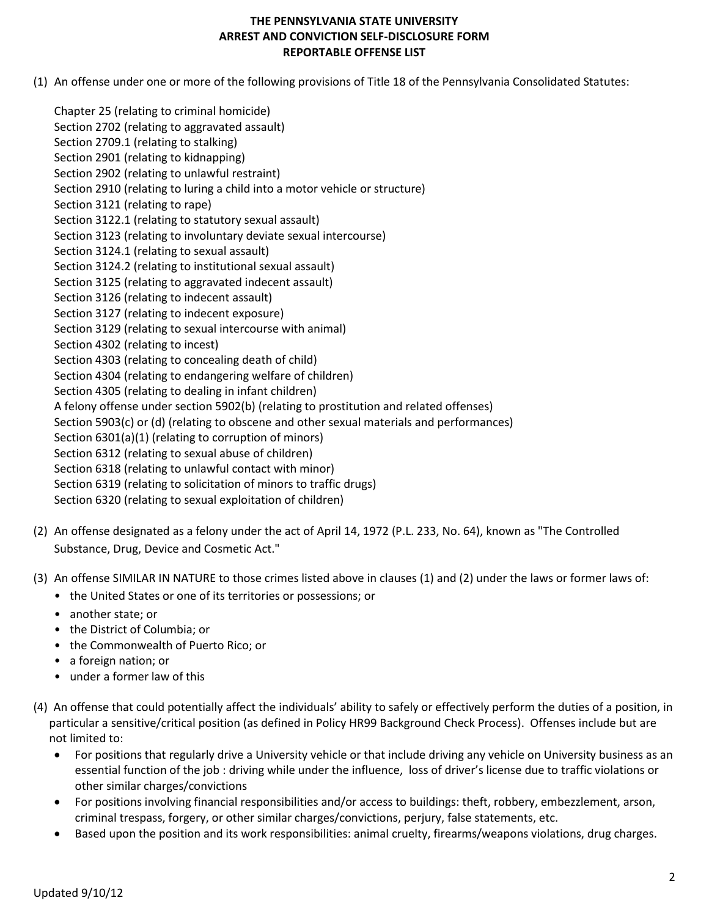# THE PENNSYLVANIA STATE UNIVERSITY
## ARREST AND CONVICTION SELF-DISCLOSURE FORM
### REPORTABLE OFFENSE LIST

(1) An offense under one or more of the following provisions of Title 18 of the Pennsylvania Consolidated Statutes:

Chapter 25 (relating to criminal homicide)
Section 2702 (relating to aggravated assault)
Section 2709.1 (relating to stalking)
Section 2901 (relating to kidnapping)
Section 2902 (relating to unlawful restraint)
Section 2910 (relating to luring a child into a motor vehicle or structure)
Section 3121 (relating to rape)
Section 3122.1 (relating to statutory sexual assault)
Section 3123 (relating to involuntary deviate sexual intercourse)
Section 3124.1 (relating to sexual assault)
Section 3124.2 (relating to institutional sexual assault)
Section 3125 (relating to aggravated indecent assault)
Section 3126 (relating to indecent assault)
Section 3127 (relating to indecent exposure)
Section 3129 (relating to sexual intercourse with animal)
Section 4302 (relating to incest)
Section 4303 (relating to concealing death of child)
Section 4304 (relating to endangering welfare of children)
Section 4305 (relating to dealing in infant children)
A felony offense under section 5902(b) (relating to prostitution and related offenses)
Section 5903(c) or (d) (relating to obscene and other sexual materials and performances)
Section 6301(a)(1) (relating to corruption of minors)
Section 6312 (relating to sexual abuse of children)
Section 6318 (relating to unlawful contact with minor)
Section 6319 (relating to solicitation of minors to traffic drugs)
Section 6320 (relating to sexual exploitation of children)

(2) An offense designated as a felony under the act of April 14, 1972 (P.L. 233, No. 64), known as "The Controlled Substance, Drug, Device and Cosmetic Act."

(3) An offense SIMILAR IN NATURE to those crimes listed above in clauses (1) and (2) under the laws or former laws of:

- the United States or one of its territories or possessions; or
- another state; or
- the District of Columbia; or
- the Commonwealth of Puerto Rico; or
- a foreign nation; or
- under a former law of this

(4) An offense that could potentially affect the individuals' ability to safely or effectively perform the duties of a position, in particular a sensitive/critical position (as defined in Policy HR99 Background Check Process). Offenses include but are not limited to:

- For positions that regularly drive a University vehicle or that include driving any vehicle on University business as an essential function of the job : driving while under the influence, loss of driver's license due to traffic violations or other similar charges/convictions
- For positions involving financial responsibilities and/or access to buildings: theft, robbery, embezzlement, arson, criminal trespass, forgery, or other similar charges/convictions, perjury, false statements, etc.
- Based upon the position and its work responsibilities: animal cruelty, firearms/weapons violations, drug charges.

Updated 9/10/12